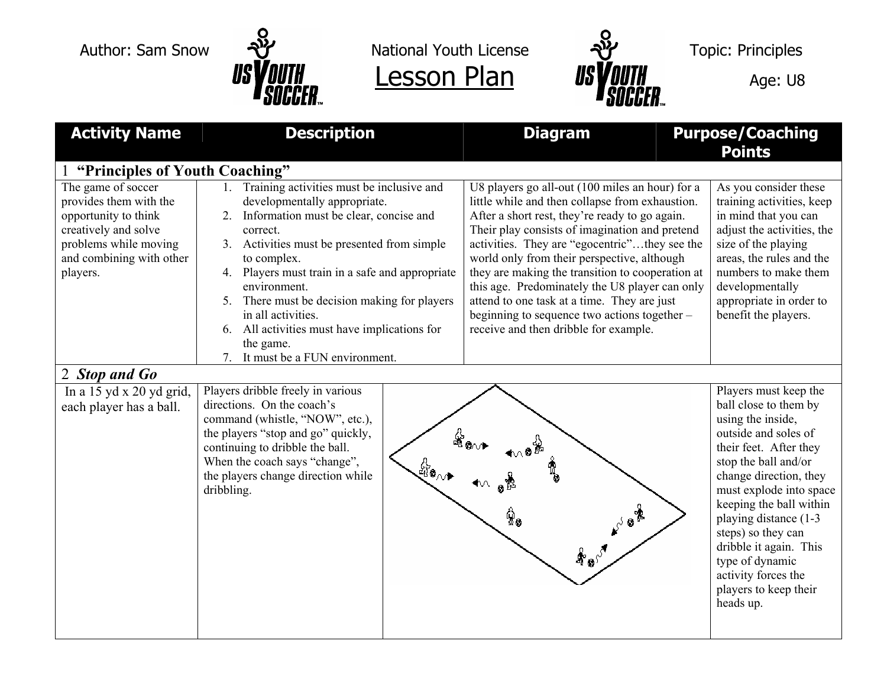Author: Sam Snow

National Youth License

# Lesson Plan

Topic: Principles

Age: U8

| Activity Name | Description | Diagram | Purpose/Coaching Points |
|---|---|---|---|
| **1 "Principles of Youth Coaching"** | | | |
| The game of soccer provides them with the opportunity to think creatively and solve problems while moving and combining with other players. | 1. Training activities must be inclusive and developmentally appropriate.<br>2. Information must be clear, concise and correct.<br>3. Activities must be presented from simple to complex.<br>4. Players must train in a safe and appropriate environment.<br>5. There must be decision making for players in all activities.<br>6. All activities must have implications for the game.<br>7. It must be a FUN environment. | U8 players go all-out (100 miles an hour) for a little while and then collapse from exhaustion. After a short rest, they're ready to go again. Their play consists of imagination and pretend activities. They are "egocentric"…they see the world only from their perspective, although they are making the transition to cooperation at this age. Predominately the U8 player can only attend to one task at a time. They are just beginning to sequence two actions together – receive and then dribble for example. | As you consider these training activities, keep in mind that you can adjust the activities, the size of the playing areas, the rules and the numbers to make them developmentally appropriate in order to benefit the players. |
| ***2 Stop and Go*** | | | |
| In a 15 yd x 20 yd grid, each player has a ball. | Players dribble freely in various directions. On the coach's command (whistle, "NOW", etc.), the players "stop and go" quickly, continuing to dribble the ball. When the coach says "change", the players change direction while dribbling. | | Players must keep the ball close to them by using the inside, outside and soles of their feet. After they stop the ball and/or change direction, they must explode into space keeping the ball within playing distance (1-3 steps) so they can dribble it again. This type of dynamic activity forces the players to keep their heads up. |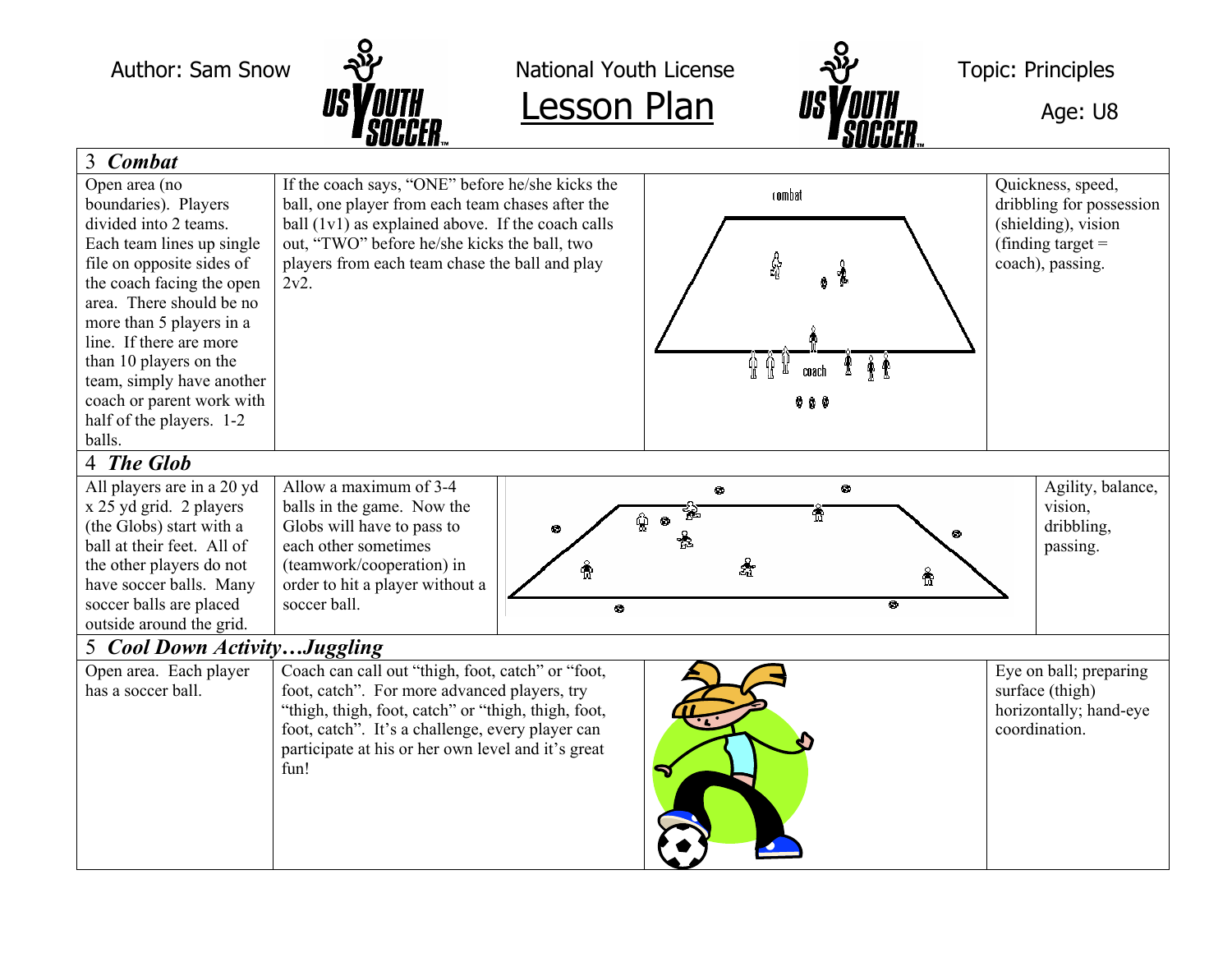Author: Sam Snow

National Youth License

# Lesson Plan

Topic: Principles

Age: U8

## 3 *Combat*

| | | | |
|---|---|---|---|
| Open area (no boundaries). Players divided into 2 teams. Each team lines up single file on opposite sides of the coach facing the open area. There should be no more than 5 players in a line. If there are more than 10 players on the team, simply have another coach or parent work with half of the players. 1-2 balls. | If the coach says, "ONE" before he/she kicks the ball, one player from each team chases after the ball (1v1) as explained above. If the coach calls out, "TWO" before he/she kicks the ball, two players from each team chase the ball and play 2v2. | combat<br>coach | Quickness, speed, dribbling for possession (shielding), vision (finding target = coach), passing. |

## 4 *The Glob*

| | | | |
|---|---|---|---|
| All players are in a 20 yd x 25 yd grid. 2 players (the Globs) start with a ball at their feet. All of the other players do not have soccer balls. Many soccer balls are placed outside around the grid. | Allow a maximum of 3-4 balls in the game. Now the Globs will have to pass to each other sometimes (teamwork/cooperation) in order to hit a player without a soccer ball. | | Agility, balance, vision, dribbling, passing. |

## 5 *Cool Down Activity…Juggling*

| | | | |
|---|---|---|---|
| Open area. Each player has a soccer ball. | Coach can call out "thigh, foot, catch" or "foot, foot, catch". For more advanced players, try "thigh, thigh, foot, catch" or "thigh, thigh, foot, foot, catch". It's a challenge, every player can participate at his or her own level and it's great fun! | | Eye on ball; preparing surface (thigh) horizontally; hand-eye coordination. |